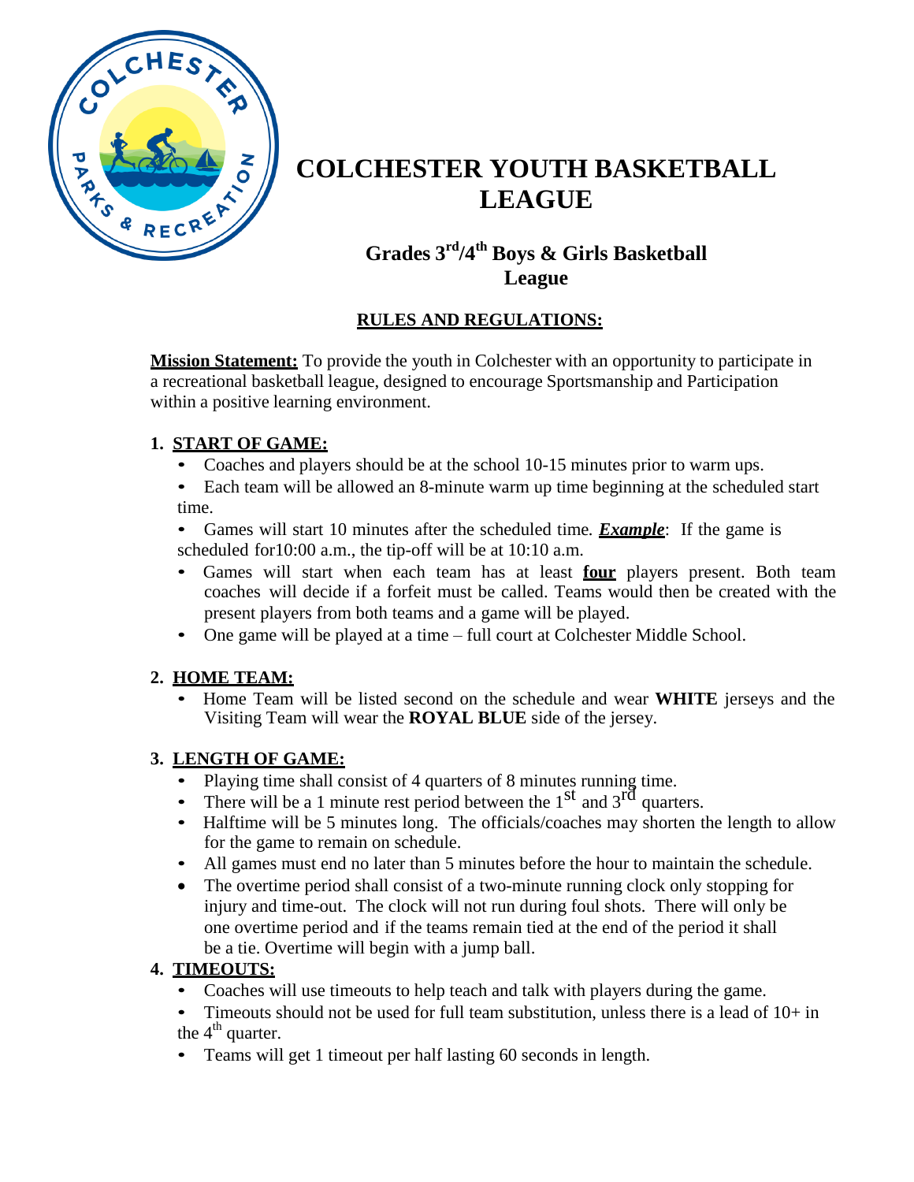# COLCHESTER YOUTH BASKETBALL LEAGUE

## Grades 3rd/4th Boys & Girls Basketball League

**RULES AND REGULATIONS:**

**Mission Statement:** To provide the youth in Colchester with an opportunity to participate in a recreational basketball league, designed to encourage Sportsmanship and Participation within a positive learning environment.

### 1. START OF GAME:

- Coaches and players should be at the school 10-15 minutes prior to warm ups.
- Each team will be allowed an 8-minute warm up time beginning at the scheduled start time.
- Games will start 10 minutes after the scheduled time. ***Example***: If the game is scheduled for10:00 a.m., the tip-off will be at 10:10 a.m.
- Games will start when each team has at least **four** players present. Both team coaches will decide if a forfeit must be called. Teams would then be created with the present players from both teams and a game will be played.
- One game will be played at a time – full court at Colchester Middle School.

### 2. HOME TEAM:

- Home Team will be listed second on the schedule and wear **WHITE** jerseys and the Visiting Team will wear the **ROYAL BLUE** side of the jersey.

### 3. LENGTH OF GAME:

- Playing time shall consist of 4 quarters of 8 minutes running time.
- There will be a 1 minute rest period between the 1st and 3rd quarters.
- Halftime will be 5 minutes long. The officials/coaches may shorten the length to allow for the game to remain on schedule.
- All games must end no later than 5 minutes before the hour to maintain the schedule.
- The overtime period shall consist of a two-minute running clock only stopping for injury and time-out. The clock will not run during foul shots. There will only be one overtime period and if the teams remain tied at the end of the period it shall be a tie. Overtime will begin with a jump ball.

### 4. TIMEOUTS:

- Coaches will use timeouts to help teach and talk with players during the game.
- Timeouts should not be used for full team substitution, unless there is a lead of 10+ in the 4th quarter.
- Teams will get 1 timeout per half lasting 60 seconds in length.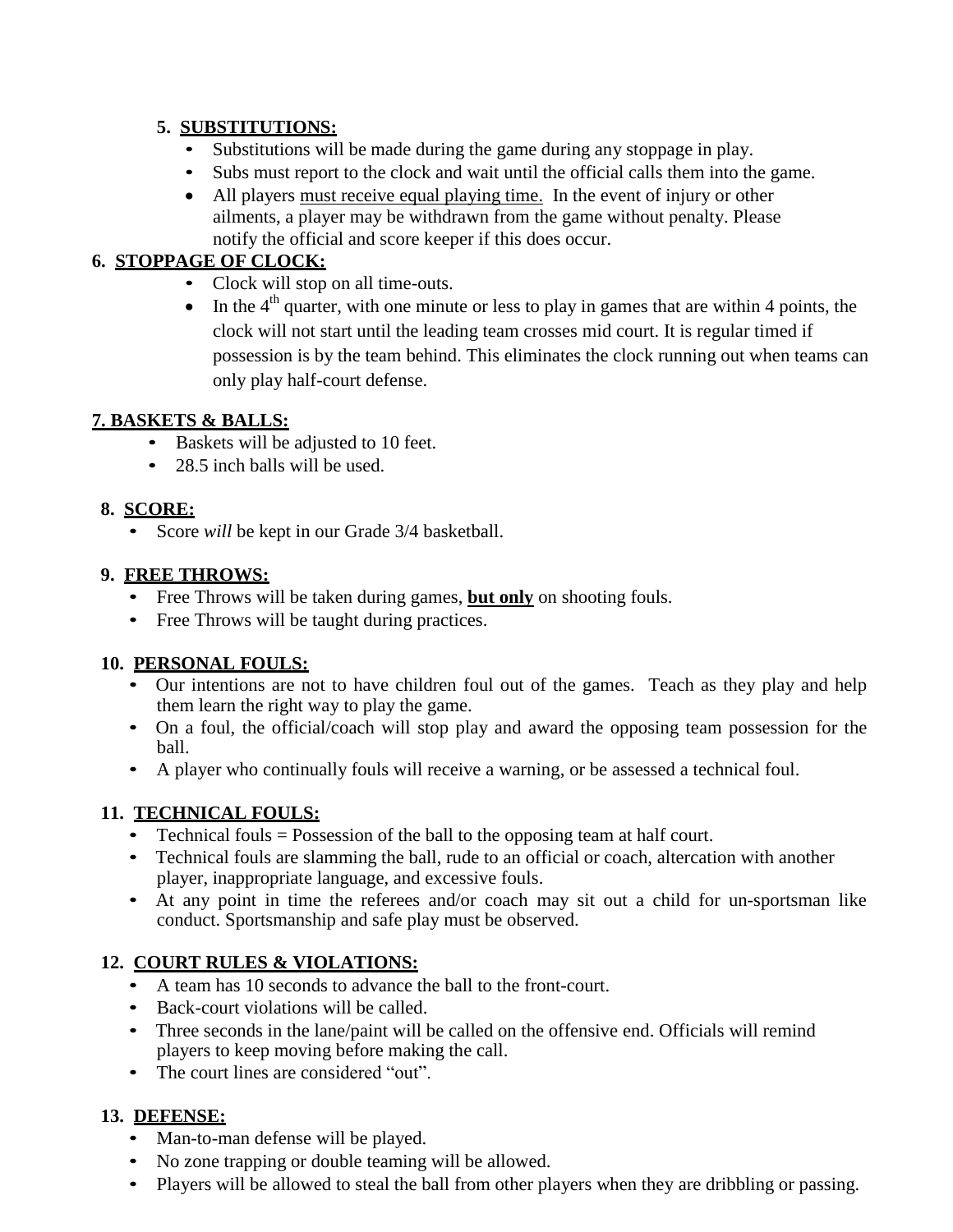**5. SUBSTITUTIONS:**

- Substitutions will be made during the game during any stoppage in play.
- Subs must report to the clock and wait until the official calls them into the game.
- All players must receive equal playing time. In the event of injury or other ailments, a player may be withdrawn from the game without penalty. Please notify the official and score keeper if this does occur.

**6. STOPPAGE OF CLOCK:**

- Clock will stop on all time-outs.
- In the 4th quarter, with one minute or less to play in games that are within 4 points, the clock will not start until the leading team crosses mid court. It is regular timed if possession is by the team behind. This eliminates the clock running out when teams can only play half-court defense.

**7. BASKETS & BALLS:**

- Baskets will be adjusted to 10 feet.
- 28.5 inch balls will be used.

**8. SCORE:**

- Score *will* be kept in our Grade 3/4 basketball.

**9. FREE THROWS:**

- Free Throws will be taken during games, **but only** on shooting fouls.
- Free Throws will be taught during practices.

**10. PERSONAL FOULS:**

- Our intentions are not to have children foul out of the games. Teach as they play and help them learn the right way to play the game.
- On a foul, the official/coach will stop play and award the opposing team possession for the ball.
- A player who continually fouls will receive a warning, or be assessed a technical foul.

**11. TECHNICAL FOULS:**

- Technical fouls = Possession of the ball to the opposing team at half court.
- Technical fouls are slamming the ball, rude to an official or coach, altercation with another player, inappropriate language, and excessive fouls.
- At any point in time the referees and/or coach may sit out a child for un-sportsman like conduct. Sportsmanship and safe play must be observed.

**12. COURT RULES & VIOLATIONS:**

- A team has 10 seconds to advance the ball to the front-court.
- Back-court violations will be called.
- Three seconds in the lane/paint will be called on the offensive end. Officials will remind players to keep moving before making the call.
- The court lines are considered "out".

**13. DEFENSE:**

- Man-to-man defense will be played.
- No zone trapping or double teaming will be allowed.
- Players will be allowed to steal the ball from other players when they are dribbling or passing.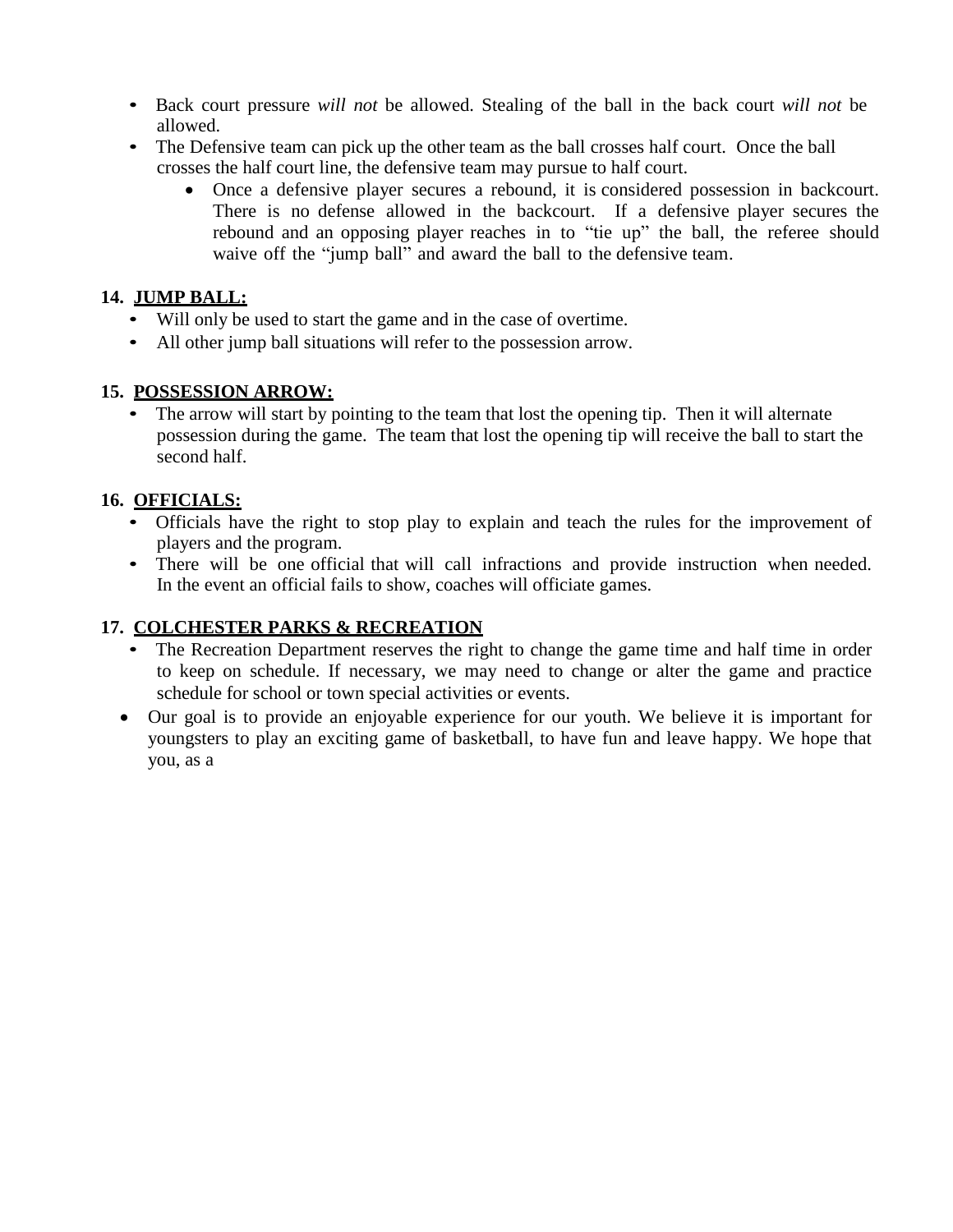- Back court pressure *will not* be allowed. Stealing of the ball in the back court *will not* be allowed.
- The Defensive team can pick up the other team as the ball crosses half court. Once the ball crosses the half court line, the defensive team may pursue to half court.
  - Once a defensive player secures a rebound, it is considered possession in backcourt. There is no defense allowed in the backcourt. If a defensive player secures the rebound and an opposing player reaches in to "tie up" the ball, the referee should waive off the "jump ball" and award the ball to the defensive team.

**14. <u>JUMP BALL:</u>**

- Will only be used to start the game and in the case of overtime.
- All other jump ball situations will refer to the possession arrow.

**15. <u>POSSESSION ARROW:</u>**

- The arrow will start by pointing to the team that lost the opening tip. Then it will alternate possession during the game. The team that lost the opening tip will receive the ball to start the second half.

**16. <u>OFFICIALS:</u>**

- Officials have the right to stop play to explain and teach the rules for the improvement of players and the program.
- There will be one official that will call infractions and provide instruction when needed. In the event an official fails to show, coaches will officiate games.

**17. <u>COLCHESTER PARKS & RECREATION</u>**

- The Recreation Department reserves the right to change the game time and half time in order to keep on schedule. If necessary, we may need to change or alter the game and practice schedule for school or town special activities or events.
- Our goal is to provide an enjoyable experience for our youth. We believe it is important for youngsters to play an exciting game of basketball, to have fun and leave happy. We hope that you, as a